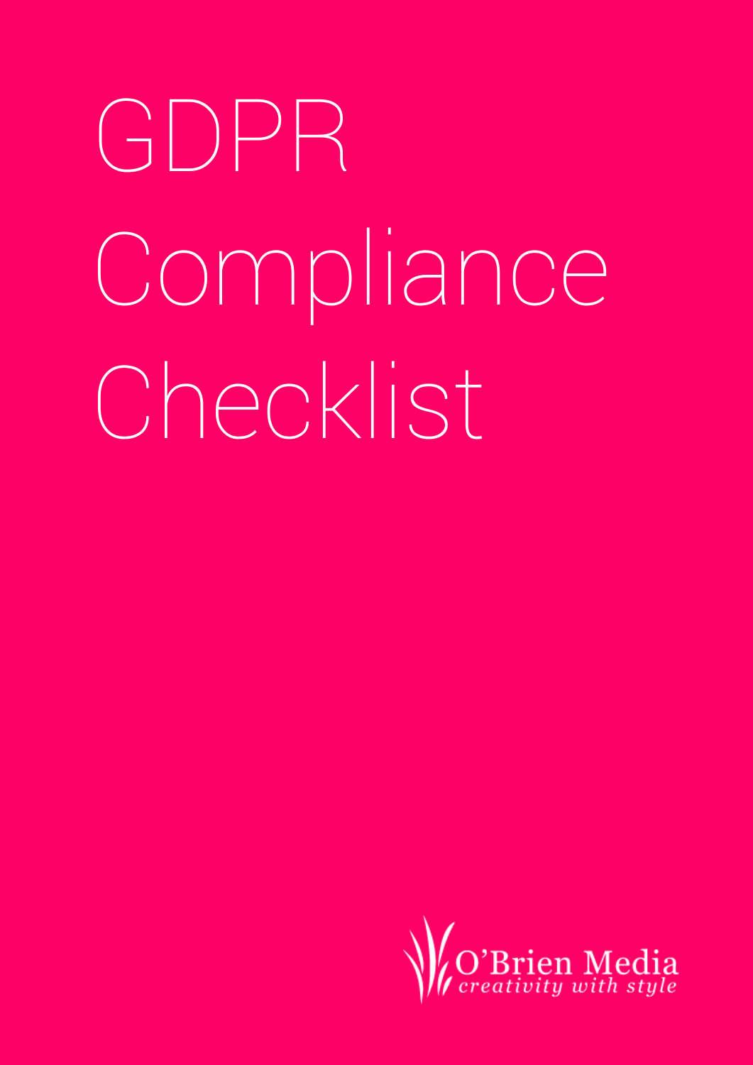# GDPR Compliance Checklist

O'Brien Media
*creativity with style*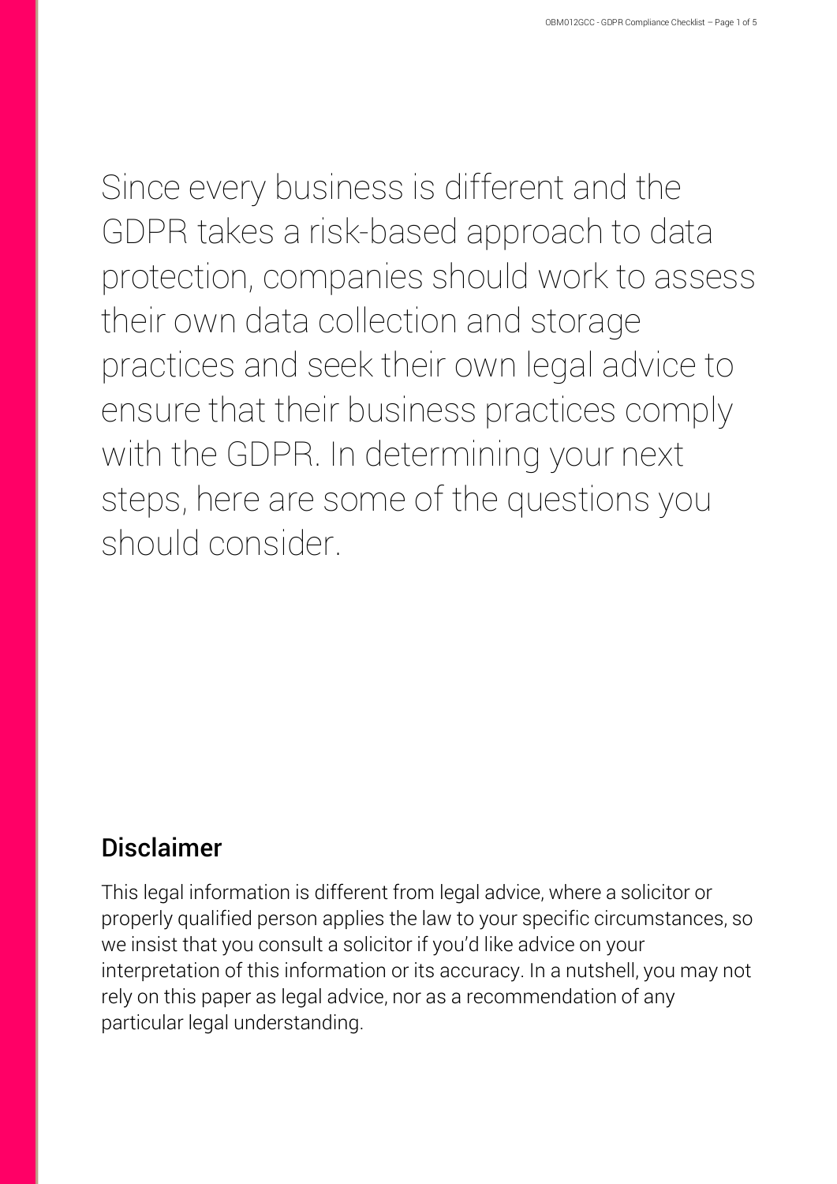Since every business is different and the GDPR takes a risk-based approach to data protection, companies should work to assess their own data collection and storage practices and seek their own legal advice to ensure that their business practices comply with the GDPR. In determining your next steps, here are some of the questions you should consider.

## Disclaimer

This legal information is different from legal advice, where a solicitor or properly qualified person applies the law to your specific circumstances, so we insist that you consult a solicitor if you'd like advice on your interpretation of this information or its accuracy. In a nutshell, you may not rely on this paper as legal advice, nor as a recommendation of any particular legal understanding.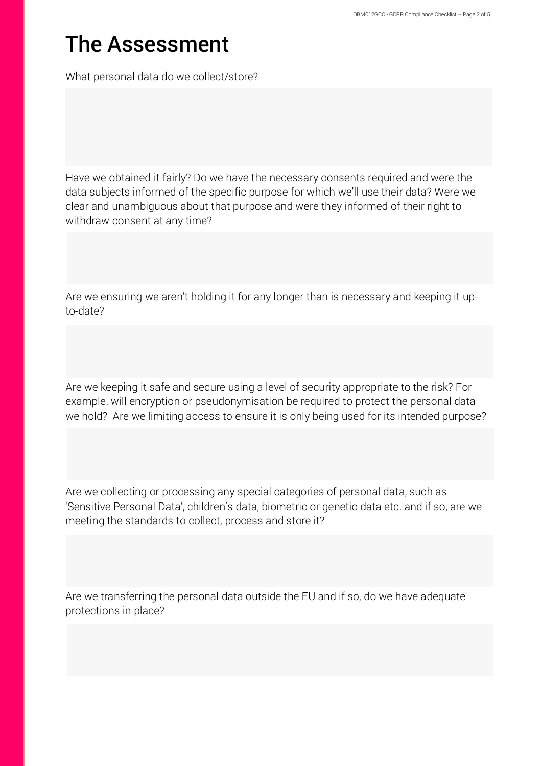# The Assessment

What personal data do we collect/store?

Have we obtained it fairly? Do we have the necessary consents required and were the data subjects informed of the specific purpose for which we'll use their data? Were we clear and unambiguous about that purpose and were they informed of their right to withdraw consent at any time?

Are we ensuring we aren't holding it for any longer than is necessary and keeping it up-to-date?

Are we keeping it safe and secure using a level of security appropriate to the risk? For example, will encryption or pseudonymisation be required to protect the personal data we hold? Are we limiting access to ensure it is only being used for its intended purpose?

Are we collecting or processing any special categories of personal data, such as 'Sensitive Personal Data', children's data, biometric or genetic data etc. and if so, are we meeting the standards to collect, process and store it?

Are we transferring the personal data outside the EU and if so, do we have adequate protections in place?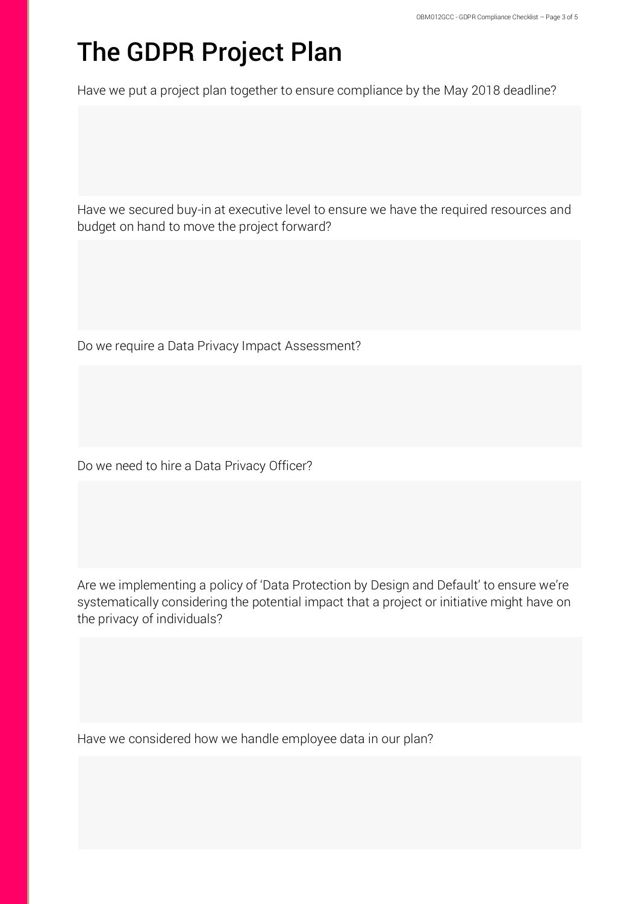# The GDPR Project Plan

Have we put a project plan together to ensure compliance by the May 2018 deadline?

Have we secured buy-in at executive level to ensure we have the required resources and budget on hand to move the project forward?

Do we require a Data Privacy Impact Assessment?

Do we need to hire a Data Privacy Officer?

Are we implementing a policy of 'Data Protection by Design and Default' to ensure we're systematically considering the potential impact that a project or initiative might have on the privacy of individuals?

Have we considered how we handle employee data in our plan?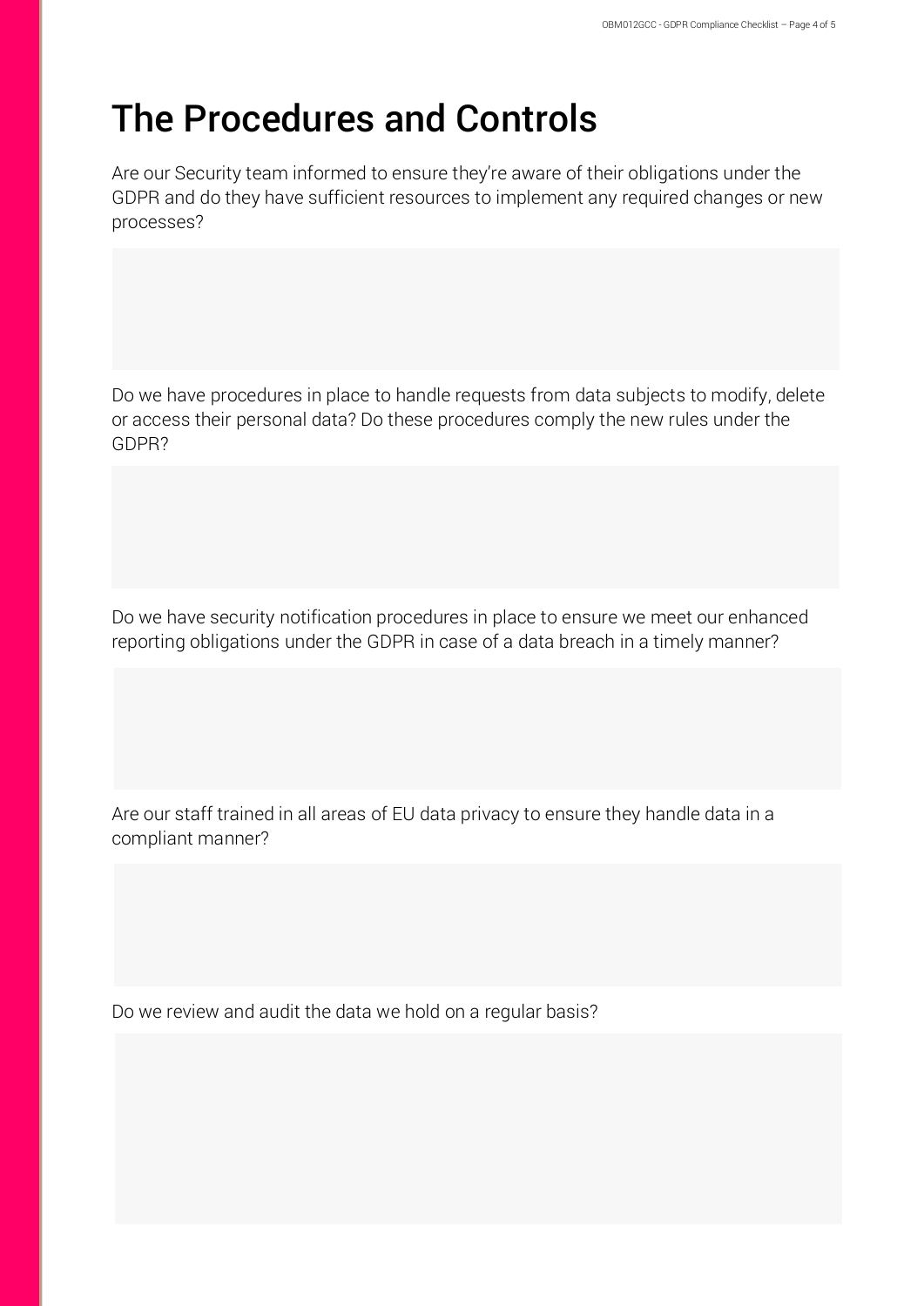# The Procedures and Controls

Are our Security team informed to ensure they're aware of their obligations under the GDPR and do they have sufficient resources to implement any required changes or new processes?

Do we have procedures in place to handle requests from data subjects to modify, delete or access their personal data? Do these procedures comply the new rules under the GDPR?

Do we have security notification procedures in place to ensure we meet our enhanced reporting obligations under the GDPR in case of a data breach in a timely manner?

Are our staff trained in all areas of EU data privacy to ensure they handle data in a compliant manner?

Do we review and audit the data we hold on a regular basis?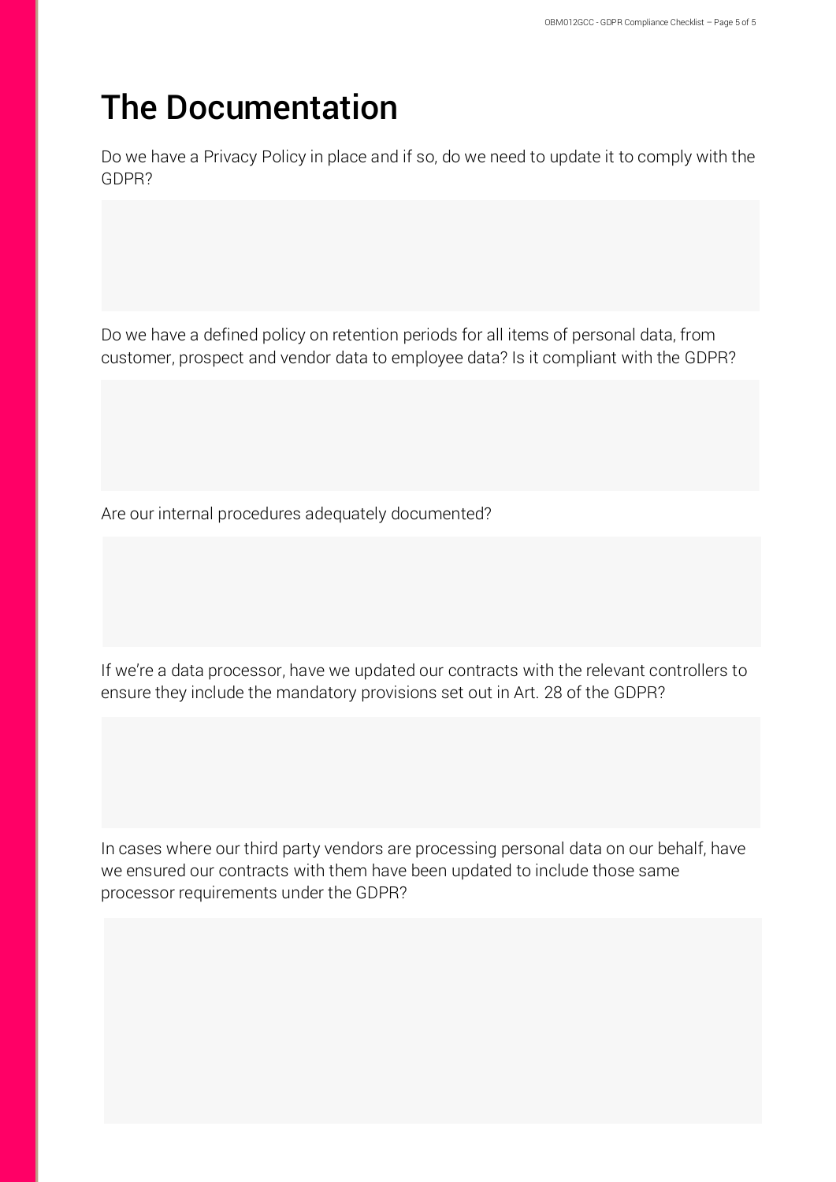# The Documentation

Do we have a Privacy Policy in place and if so, do we need to update it to comply with the GDPR?

Do we have a defined policy on retention periods for all items of personal data, from customer, prospect and vendor data to employee data? Is it compliant with the GDPR?

Are our internal procedures adequately documented?

If we're a data processor, have we updated our contracts with the relevant controllers to ensure they include the mandatory provisions set out in Art. 28 of the GDPR?

In cases where our third party vendors are processing personal data on our behalf, have we ensured our contracts with them have been updated to include those same processor requirements under the GDPR?